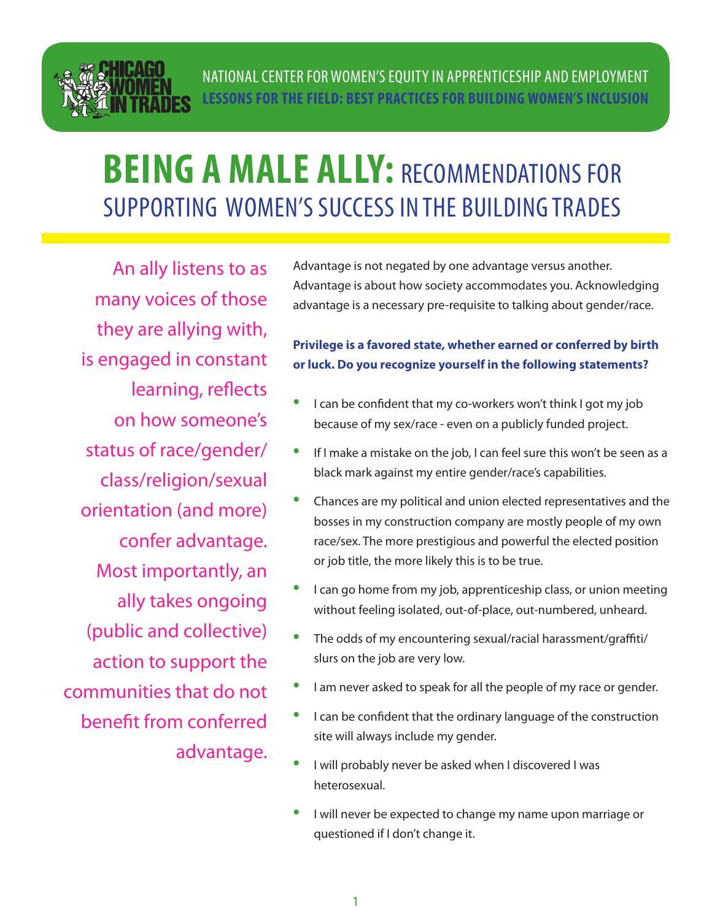NATIONAL CENTER FOR WOMEN'S EQUITY IN APPRENTICESHIP AND EMPLOYMENT
**LESSONS FOR THE FIELD: BEST PRACTICES FOR BUILDING WOMEN'S INCLUSION**

# BEING A MALE ALLY: RECOMMENDATIONS FOR SUPPORTING WOMEN'S SUCCESS IN THE BUILDING TRADES

An ally listens to as many voices of those they are allying with, is engaged in constant learning, reflects on how someone's status of race/gender/class/religion/sexual orientation (and more) confer advantage. Most importantly, an ally takes ongoing (public and collective) action to support the communities that do not benefit from conferred advantage.

Advantage is not negated by one advantage versus another. Advantage is about how society accommodates you. Acknowledging advantage is a necessary pre-requisite to talking about gender/race.

**Privilege is a favored state, whether earned or conferred by birth or luck. Do you recognize yourself in the following statements?**

- I can be confident that my co-workers won't think I got my job because of my sex/race - even on a publicly funded project.
- If I make a mistake on the job, I can feel sure this won't be seen as a black mark against my entire gender/race's capabilities.
- Chances are my political and union elected representatives and the bosses in my construction company are mostly people of my own race/sex. The more prestigious and powerful the elected position or job title, the more likely this is to be true.
- I can go home from my job, apprenticeship class, or union meeting without feeling isolated, out-of-place, out-numbered, unheard.
- The odds of my encountering sexual/racial harassment/graffiti/slurs on the job are very low.
- I am never asked to speak for all the people of my race or gender.
- I can be confident that the ordinary language of the construction site will always include my gender.
- I will probably never be asked when I discovered I was heterosexual.
- I will never be expected to change my name upon marriage or questioned if I don't change it.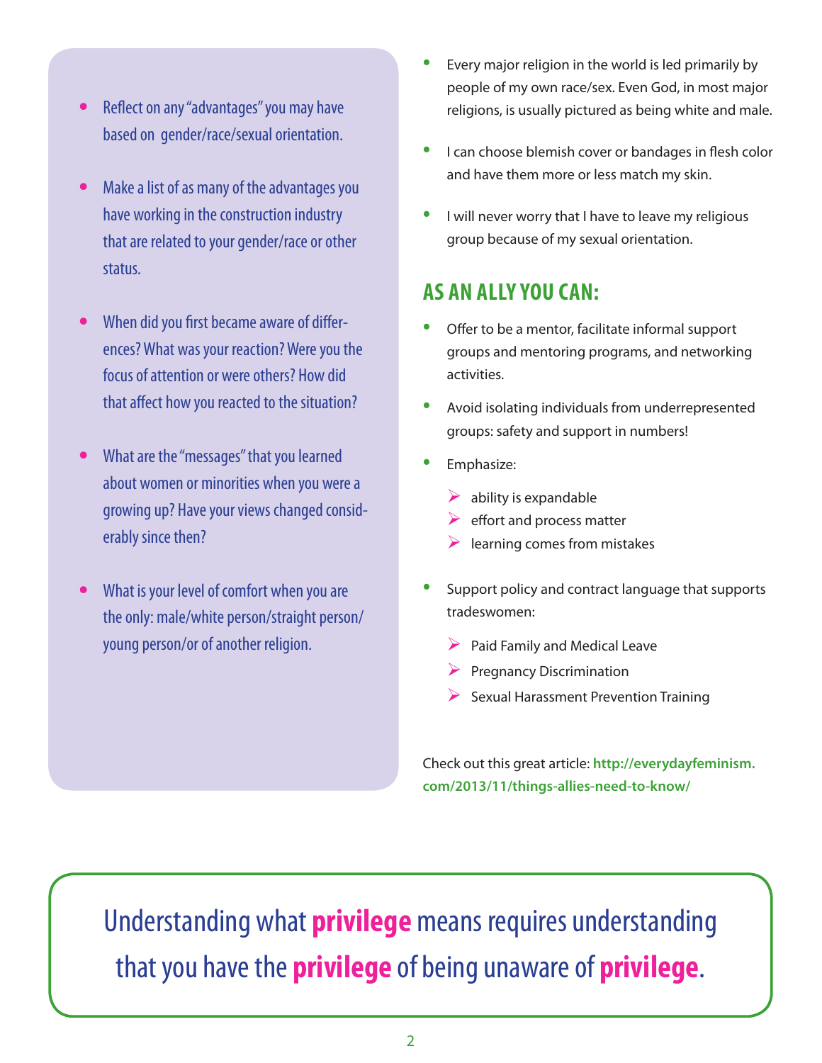- Reflect on any "advantages" you may have based on gender/race/sexual orientation.
- Make a list of as many of the advantages you have working in the construction industry that are related to your gender/race or other status.
- When did you first became aware of differences? What was your reaction? Were you the focus of attention or were others? How did that affect how you reacted to the situation?
- What are the "messages" that you learned about women or minorities when you were a growing up? Have your views changed considerably since then?
- What is your level of comfort when you are the only: male/white person/straight person/young person/or of another religion.

- Every major religion in the world is led primarily by people of my own race/sex. Even God, in most major religions, is usually pictured as being white and male.
- I can choose blemish cover or bandages in flesh color and have them more or less match my skin.
- I will never worry that I have to leave my religious group because of my sexual orientation.

## AS AN ALLY YOU CAN:

- Offer to be a mentor, facilitate informal support groups and mentoring programs, and networking activities.
- Avoid isolating individuals from underrepresented groups: safety and support in numbers!
- Emphasize:
  - ability is expandable
  - effort and process matter
  - learning comes from mistakes
- Support policy and contract language that supports tradeswomen:
  - Paid Family and Medical Leave
  - Pregnancy Discrimination
  - Sexual Harassment Prevention Training

Check out this great article: **http://everydayfeminism.com/2013/11/things-allies-need-to-know/**

Understanding what **privilege** means requires understanding that you have the **privilege** of being unaware of **privilege**.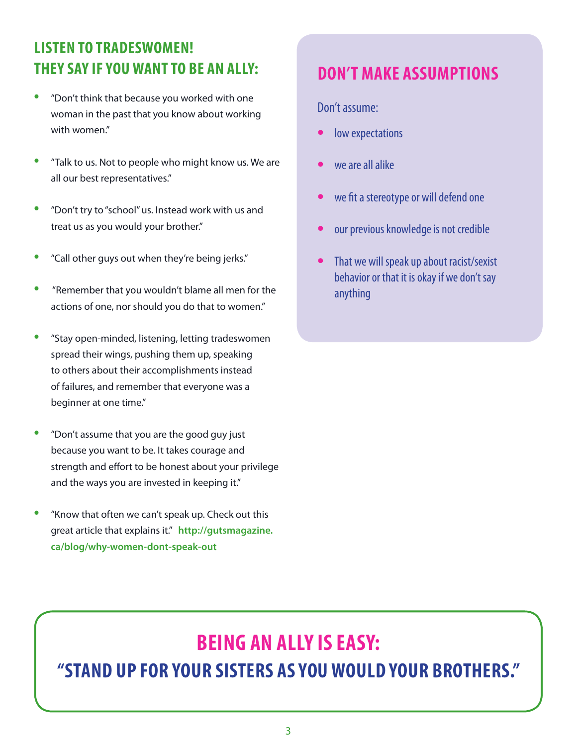## LISTEN TO TRADESWOMEN! THEY SAY IF YOU WANT TO BE AN ALLY:

- "Don't think that because you worked with one woman in the past that you know about working with women."
- "Talk to us. Not to people who might know us. We are all our best representatives."
- "Don't try to "school" us. Instead work with us and treat us as you would your brother."
- "Call other guys out when they're being jerks."
- "Remember that you wouldn't blame all men for the actions of one, nor should you do that to women."
- "Stay open-minded, listening, letting tradeswomen spread their wings, pushing them up, speaking to others about their accomplishments instead of failures, and remember that everyone was a beginner at one time."
- "Don't assume that you are the good guy just because you want to be. It takes courage and strength and effort to be honest about your privilege and the ways you are invested in keeping it."
- "Know that often we can't speak up. Check out this great article that explains it." **http://gutsmagazine.ca/blog/why-women-dont-speak-out**

## DON'T MAKE ASSUMPTIONS

Don't assume:

- low expectations
- we are all alike
- we fit a stereotype or will defend one
- our previous knowledge is not credible
- That we will speak up about racist/sexist behavior or that it is okay if we don't say anything

## BEING AN ALLY IS EASY:

## "STAND UP FOR YOUR SISTERS AS YOU WOULD YOUR BROTHERS."